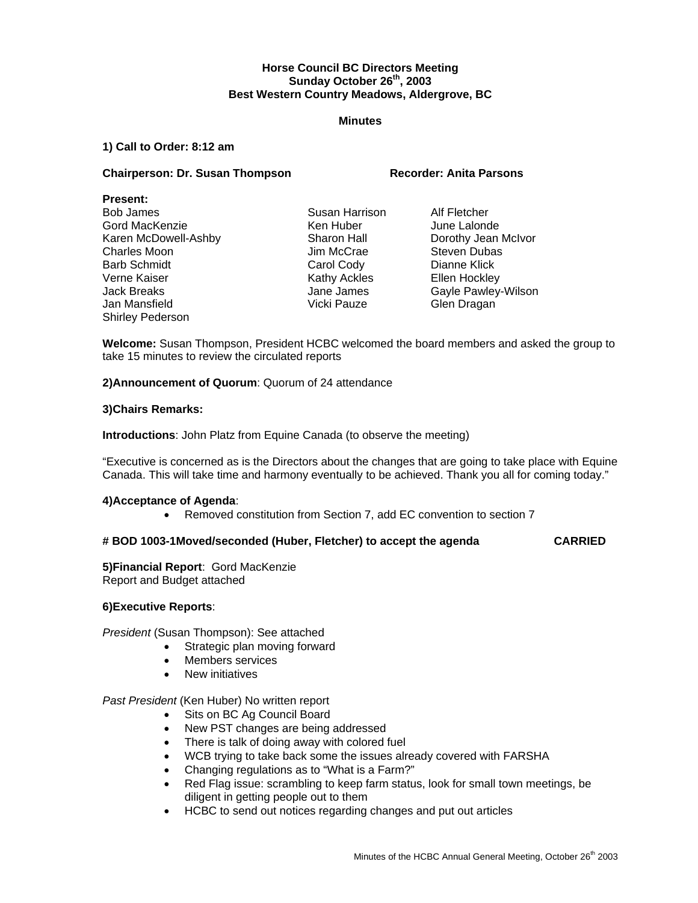**Horse Council BC Directors Meeting**
**Sunday October 26th, 2003**
**Best Western Country Meadows, Aldergrove, BC**

**Minutes**

**1) Call to Order: 8:12 am**

**Chairperson: Dr. Susan Thompson** **Recorder: Anita Parsons**

**Present:**

Bob James
Gord MacKenzie
Karen McDowell-Ashby
Charles Moon
Barb Schmidt
Verne Kaiser
Jack Breaks
Jan Mansfield
Shirley Pederson
Susan Harrison
Ken Huber
Sharon Hall
Jim McCrae
Carol Cody
Kathy Ackles
Jane James
Vicki Pauze
Alf Fletcher
June Lalonde
Dorothy Jean McIvor
Steven Dubas
Dianne Klick
Ellen Hockley
Gayle Pawley-Wilson
Glen Dragan

**Welcome:** Susan Thompson, President HCBC welcomed the board members and asked the group to take 15 minutes to review the circulated reports

**2)Announcement of Quorum**: Quorum of 24 attendance

**3)Chairs Remarks:**

**Introductions**: John Platz from Equine Canada (to observe the meeting)

"Executive is concerned as is the Directors about the changes that are going to take place with Equine Canada. This will take time and harmony eventually to be achieved. Thank you all for coming today."

**4)Acceptance of Agenda**:

- Removed constitution from Section 7, add EC convention to section 7

**# BOD 1003-1Moved/seconded (Huber, Fletcher) to accept the agenda CARRIED**

**5)Financial Report**: Gord MacKenzie
Report and Budget attached

**6)Executive Reports**:

*President* (Susan Thompson): See attached

- Strategic plan moving forward
- Members services
- New initiatives

*Past President* (Ken Huber) No written report

- Sits on BC Ag Council Board
- New PST changes are being addressed
- There is talk of doing away with colored fuel
- WCB trying to take back some the issues already covered with FARSHA
- Changing regulations as to "What is a Farm?"
- Red Flag issue: scrambling to keep farm status, look for small town meetings, be diligent in getting people out to them
- HCBC to send out notices regarding changes and put out articles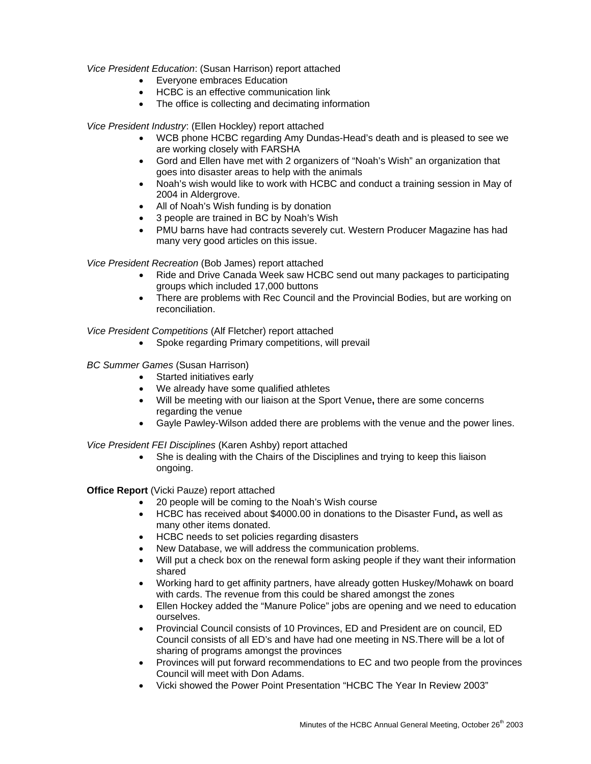*Vice President Education*: (Susan Harrison) report attached

- Everyone embraces Education
- HCBC is an effective communication link
- The office is collecting and decimating information

*Vice President Industry*: (Ellen Hockley) report attached

- WCB phone HCBC regarding Amy Dundas-Head's death and is pleased to see we are working closely with FARSHA
- Gord and Ellen have met with 2 organizers of "Noah's Wish" an organization that goes into disaster areas to help with the animals
- Noah's wish would like to work with HCBC and conduct a training session in May of 2004 in Aldergrove.
- All of Noah's Wish funding is by donation
- 3 people are trained in BC by Noah's Wish
- PMU barns have had contracts severely cut. Western Producer Magazine has had many very good articles on this issue.

*Vice President Recreation* (Bob James) report attached

- Ride and Drive Canada Week saw HCBC send out many packages to participating groups which included 17,000 buttons
- There are problems with Rec Council and the Provincial Bodies, but are working on reconciliation.

*Vice President Competitions* (Alf Fletcher) report attached

- Spoke regarding Primary competitions, will prevail

*BC Summer Games* (Susan Harrison)

- Started initiatives early
- We already have some qualified athletes
- Will be meeting with our liaison at the Sport Venue**,** there are some concerns regarding the venue
- Gayle Pawley-Wilson added there are problems with the venue and the power lines.

*Vice President FEI Disciplines* (Karen Ashby) report attached

- She is dealing with the Chairs of the Disciplines and trying to keep this liaison ongoing.

**Office Report** (Vicki Pauze) report attached

- 20 people will be coming to the Noah's Wish course
- HCBC has received about $4000.00 in donations to the Disaster Fund**,** as well as many other items donated.
- HCBC needs to set policies regarding disasters
- New Database, we will address the communication problems.
- Will put a check box on the renewal form asking people if they want their information shared
- Working hard to get affinity partners, have already gotten Huskey/Mohawk on board with cards. The revenue from this could be shared amongst the zones
- Ellen Hockey added the "Manure Police" jobs are opening and we need to education ourselves.
- Provincial Council consists of 10 Provinces, ED and President are on council, ED Council consists of all ED's and have had one meeting in NS.There will be a lot of sharing of programs amongst the provinces
- Provinces will put forward recommendations to EC and two people from the provinces Council will meet with Don Adams.
- Vicki showed the Power Point Presentation "HCBC The Year In Review 2003"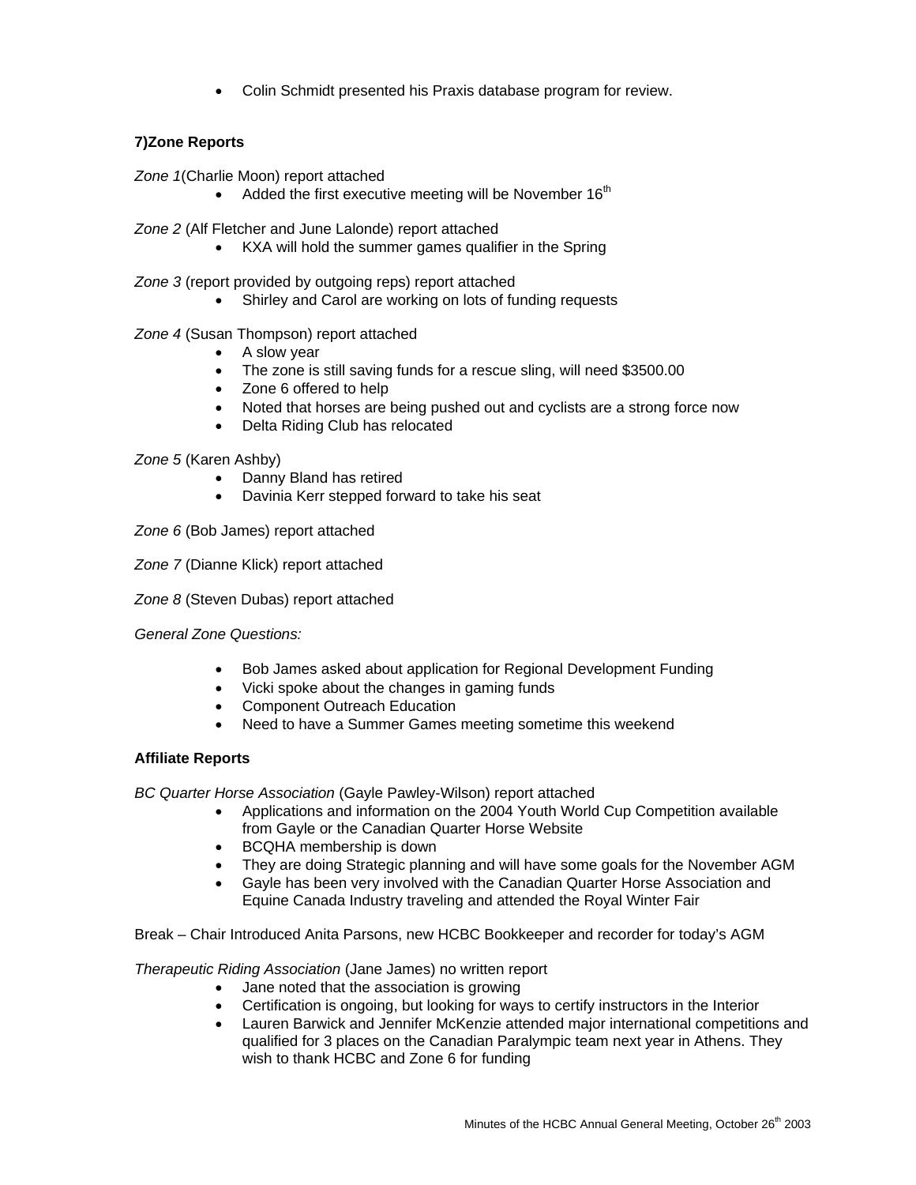- Colin Schmidt presented his Praxis database program for review.

**7)Zone Reports**

*Zone 1*(Charlie Moon) report attached

- Added the first executive meeting will be November 16th

*Zone 2* (Alf Fletcher and June Lalonde) report attached

- KXA will hold the summer games qualifier in the Spring

*Zone 3* (report provided by outgoing reps) report attached

- Shirley and Carol are working on lots of funding requests

*Zone 4* (Susan Thompson) report attached

- A slow year
- The zone is still saving funds for a rescue sling, will need $3500.00
- Zone 6 offered to help
- Noted that horses are being pushed out and cyclists are a strong force now
- Delta Riding Club has relocated

*Zone 5* (Karen Ashby)

- Danny Bland has retired
- Davinia Kerr stepped forward to take his seat

*Zone 6* (Bob James) report attached

*Zone 7* (Dianne Klick) report attached

*Zone 8* (Steven Dubas) report attached

*General Zone Questions:*

- Bob James asked about application for Regional Development Funding
- Vicki spoke about the changes in gaming funds
- Component Outreach Education
- Need to have a Summer Games meeting sometime this weekend

**Affiliate Reports**

*BC Quarter Horse Association* (Gayle Pawley-Wilson) report attached

- Applications and information on the 2004 Youth World Cup Competition available from Gayle or the Canadian Quarter Horse Website
- BCQHA membership is down
- They are doing Strategic planning and will have some goals for the November AGM
- Gayle has been very involved with the Canadian Quarter Horse Association and Equine Canada Industry traveling and attended the Royal Winter Fair

Break – Chair Introduced Anita Parsons, new HCBC Bookkeeper and recorder for today's AGM

*Therapeutic Riding Association* (Jane James) no written report

- Jane noted that the association is growing
- Certification is ongoing, but looking for ways to certify instructors in the Interior
- Lauren Barwick and Jennifer McKenzie attended major international competitions and qualified for 3 places on the Canadian Paralympic team next year in Athens. They wish to thank HCBC and Zone 6 for funding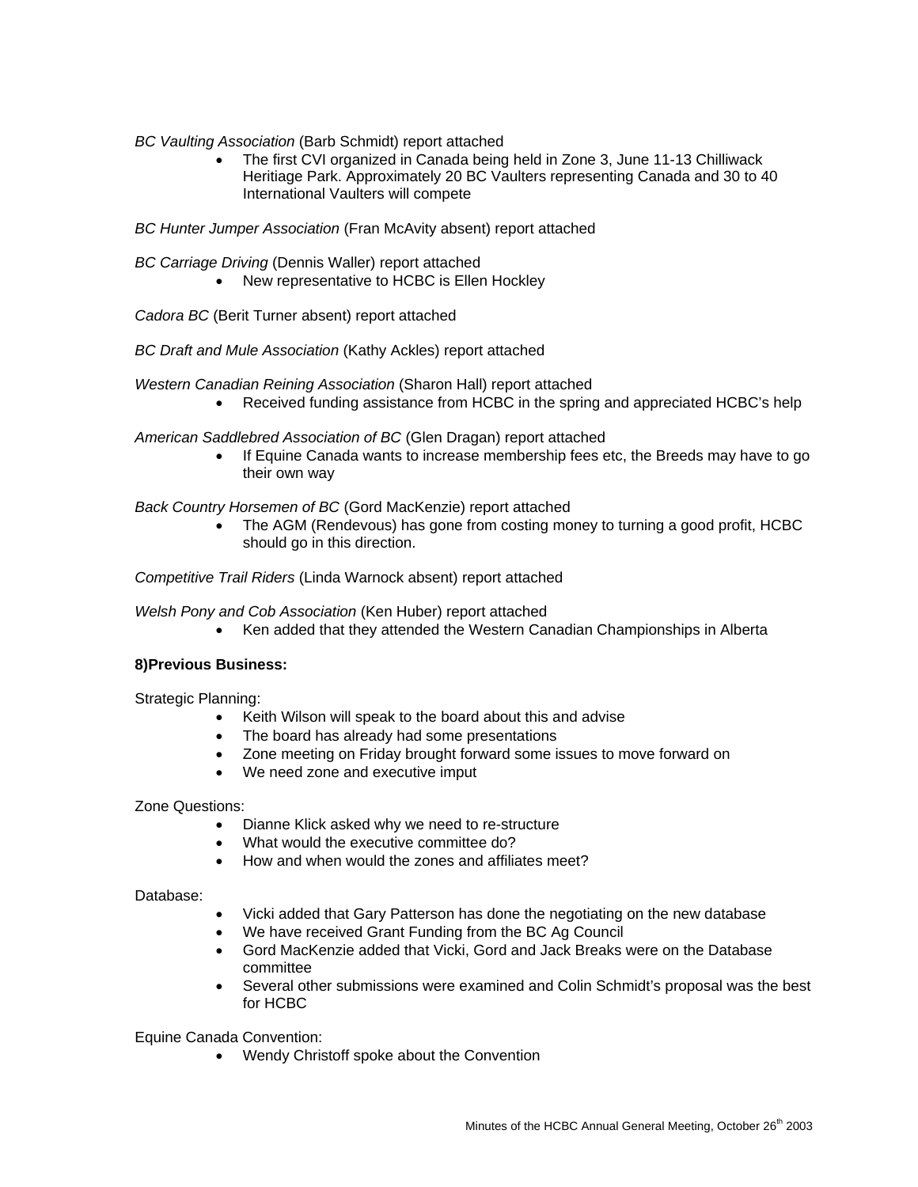*BC Vaulting Association* (Barb Schmidt) report attached

- The first CVI organized in Canada being held in Zone 3, June 11-13 Chilliwack Heritiage Park. Approximately 20 BC Vaulters representing Canada and 30 to 40 International Vaulters will compete

*BC Hunter Jumper Association* (Fran McAvity absent) report attached

*BC Carriage Driving* (Dennis Waller) report attached

- New representative to HCBC is Ellen Hockley

*Cadora BC* (Berit Turner absent) report attached

*BC Draft and Mule Association* (Kathy Ackles) report attached

*Western Canadian Reining Association* (Sharon Hall) report attached

- Received funding assistance from HCBC in the spring and appreciated HCBC's help

*American Saddlebred Association of BC* (Glen Dragan) report attached

- If Equine Canada wants to increase membership fees etc, the Breeds may have to go their own way

*Back Country Horsemen of BC* (Gord MacKenzie) report attached

- The AGM (Rendevous) has gone from costing money to turning a good profit, HCBC should go in this direction.

*Competitive Trail Riders* (Linda Warnock absent) report attached

*Welsh Pony and Cob Association* (Ken Huber) report attached

- Ken added that they attended the Western Canadian Championships in Alberta

**8)Previous Business:**

Strategic Planning:

- Keith Wilson will speak to the board about this and advise
- The board has already had some presentations
- Zone meeting on Friday brought forward some issues to move forward on
- We need zone and executive imput

Zone Questions:

- Dianne Klick asked why we need to re-structure
- What would the executive committee do?
- How and when would the zones and affiliates meet?

Database:

- Vicki added that Gary Patterson has done the negotiating on the new database
- We have received Grant Funding from the BC Ag Council
- Gord MacKenzie added that Vicki, Gord and Jack Breaks were on the Database committee
- Several other submissions were examined and Colin Schmidt's proposal was the best for HCBC

Equine Canada Convention:

- Wendy Christoff spoke about the Convention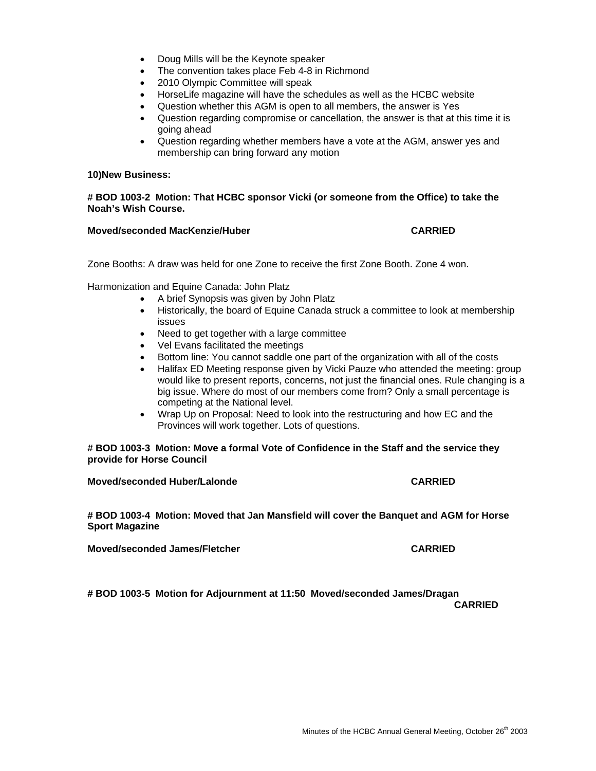- Doug Mills will be the Keynote speaker
- The convention takes place Feb 4-8 in Richmond
- 2010 Olympic Committee will speak
- HorseLife magazine will have the schedules as well as the HCBC website
- Question whether this AGM is open to all members, the answer is Yes
- Question regarding compromise or cancellation, the answer is that at this time it is going ahead
- Question regarding whether members have a vote at the AGM, answer yes and membership can bring forward any motion

**10)New Business:**

**# BOD 1003-2 Motion: That HCBC sponsor Vicki (or someone from the Office) to take the Noah's Wish Course.**

**Moved/seconded MacKenzie/Huber CARRIED**

Zone Booths: A draw was held for one Zone to receive the first Zone Booth. Zone 4 won.

Harmonization and Equine Canada: John Platz

- A brief Synopsis was given by John Platz
- Historically, the board of Equine Canada struck a committee to look at membership issues
- Need to get together with a large committee
- Vel Evans facilitated the meetings
- Bottom line: You cannot saddle one part of the organization with all of the costs
- Halifax ED Meeting response given by Vicki Pauze who attended the meeting: group would like to present reports, concerns, not just the financial ones. Rule changing is a big issue. Where do most of our members come from? Only a small percentage is competing at the National level.
- Wrap Up on Proposal: Need to look into the restructuring and how EC and the Provinces will work together. Lots of questions.

**# BOD 1003-3 Motion: Move a formal Vote of Confidence in the Staff and the service they provide for Horse Council**

**Moved/seconded Huber/Lalonde CARRIED**

**# BOD 1003-4 Motion: Moved that Jan Mansfield will cover the Banquet and AGM for Horse Sport Magazine**

**Moved/seconded James/Fletcher CARRIED**

**# BOD 1003-5 Motion for Adjournment at 11:50 Moved/seconded James/Dragan CARRIED**